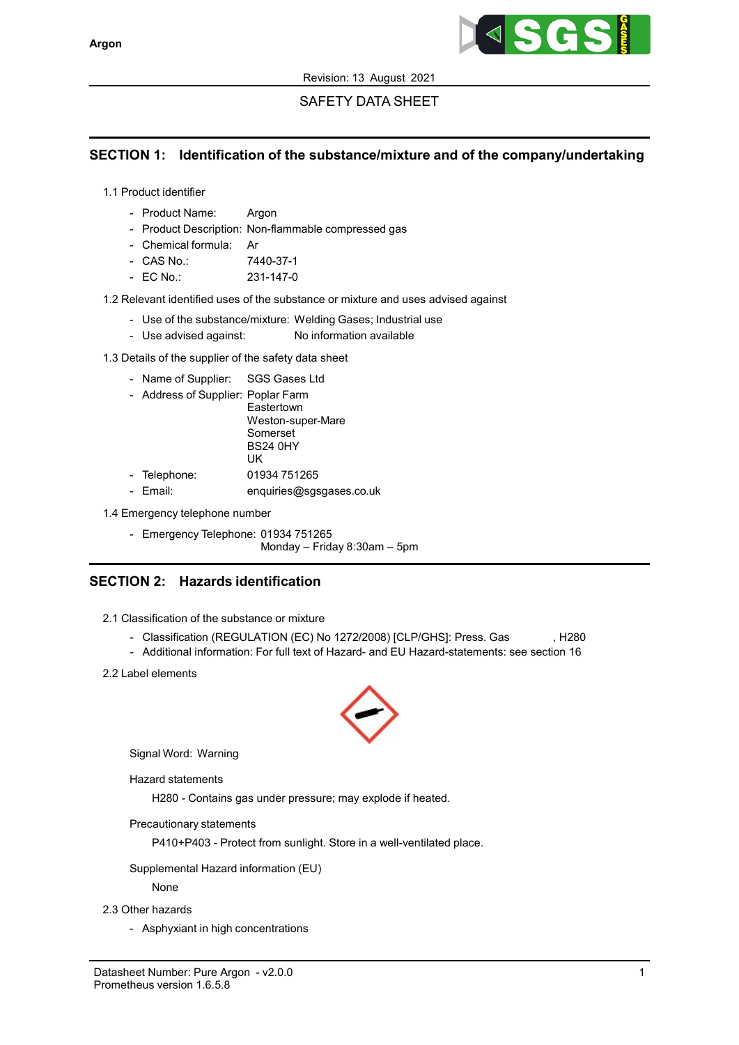Argon

Revision: 13 August 2021

SAFETY DATA SHEET

## SECTION 1: Identification of the substance/mixture and of the company/undertaking

1.1 Product identifier

- Product Name: Argon
- Product Description: Non-flammable compressed gas
- Chemical formula: Ar
- CAS No.: 7440-37-1
- EC No.: 231-147-0

1.2 Relevant identified uses of the substance or mixture and uses advised against

- Use of the substance/mixture: Welding Gases; Industrial use
- Use advised against: No information available

1.3 Details of the supplier of the safety data sheet

- Name of Supplier: SGS Gases Ltd
- Address of Supplier: Poplar Farm
  Eastertown
  Weston-super-Mare
  Somerset
  BS24 0HY
  UK
- Telephone: 01934 751265
- Email: enquiries@sgsgases.co.uk

1.4 Emergency telephone number

- Emergency Telephone: 01934 751265
  Monday – Friday 8:30am – 5pm

## SECTION 2: Hazards identification

2.1 Classification of the substance or mixture

- Classification (REGULATION (EC) No 1272/2008) [CLP/GHS]: Press. Gas , H280
- Additional information: For full text of Hazard- and EU Hazard-statements: see section 16

2.2 Label elements

Signal Word: Warning

Hazard statements

H280 - Contains gas under pressure; may explode if heated.

Precautionary statements

P410+P403 - Protect from sunlight. Store in a well-ventilated place.

Supplemental Hazard information (EU)

None

2.3 Other hazards

- Asphyxiant in high concentrations

Datasheet Number: Pure Argon - v2.0.0
Prometheus version 1.6.5.8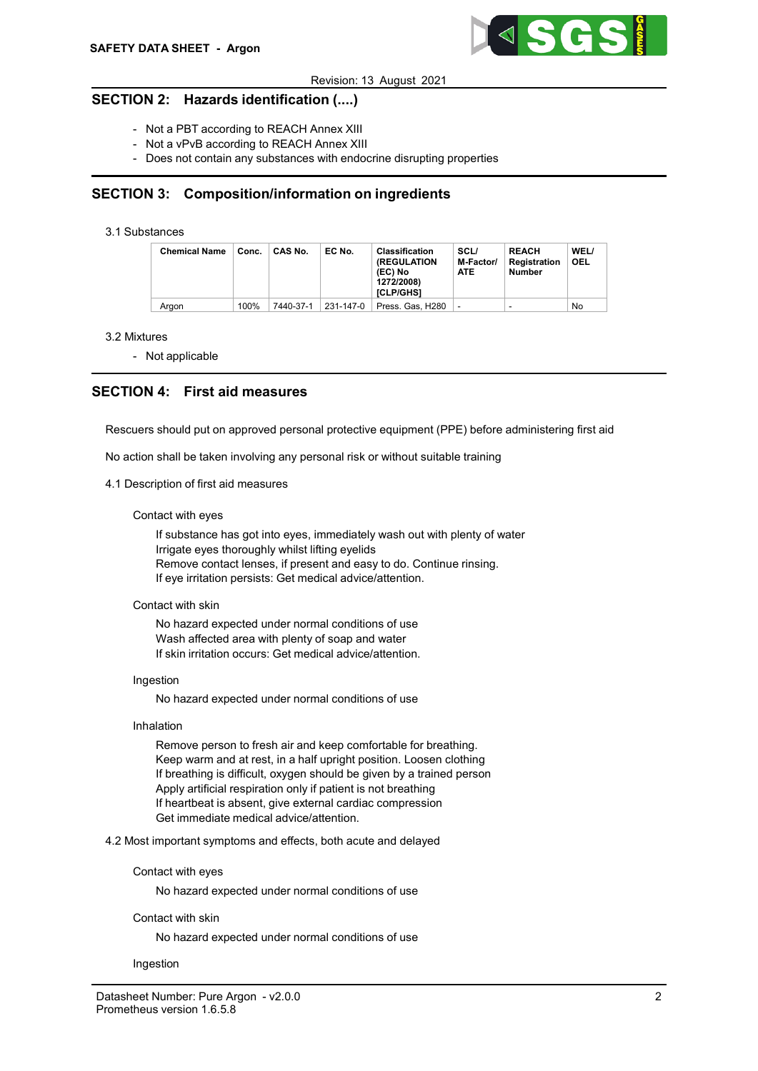## SECTION 2: Hazards identification (....)

- Not a PBT according to REACH Annex XIII
- Not a vPvB according to REACH Annex XIII
- Does not contain any substances with endocrine disrupting properties

## SECTION 3: Composition/information on ingredients

3.1 Substances

| Chemical Name | Conc. | CAS No. | EC No. | Classification (REGULATION (EC) No 1272/2008) [CLP/GHS] | SCL/ M-Factor/ ATE | REACH Registration Number | WEL/ OEL |
|---|---|---|---|---|---|---|---|
| Argon | 100% | 7440-37-1 | 231-147-0 | Press. Gas, H280 | - | - | No |

3.2 Mixtures

- Not applicable

## SECTION 4: First aid measures

Rescuers should put on approved personal protective equipment (PPE) before administering first aid

No action shall be taken involving any personal risk or without suitable training

4.1 Description of first aid measures

Contact with eyes

If substance has got into eyes, immediately wash out with plenty of water
Irrigate eyes thoroughly whilst lifting eyelids
Remove contact lenses, if present and easy to do. Continue rinsing.
If eye irritation persists: Get medical advice/attention.

Contact with skin

No hazard expected under normal conditions of use
Wash affected area with plenty of soap and water
If skin irritation occurs: Get medical advice/attention.

Ingestion

No hazard expected under normal conditions of use

Inhalation

Remove person to fresh air and keep comfortable for breathing.
Keep warm and at rest, in a half upright position. Loosen clothing
If breathing is difficult, oxygen should be given by a trained person
Apply artificial respiration only if patient is not breathing
If heartbeat is absent, give external cardiac compression
Get immediate medical advice/attention.

4.2 Most important symptoms and effects, both acute and delayed

Contact with eyes

No hazard expected under normal conditions of use

Contact with skin

No hazard expected under normal conditions of use

Ingestion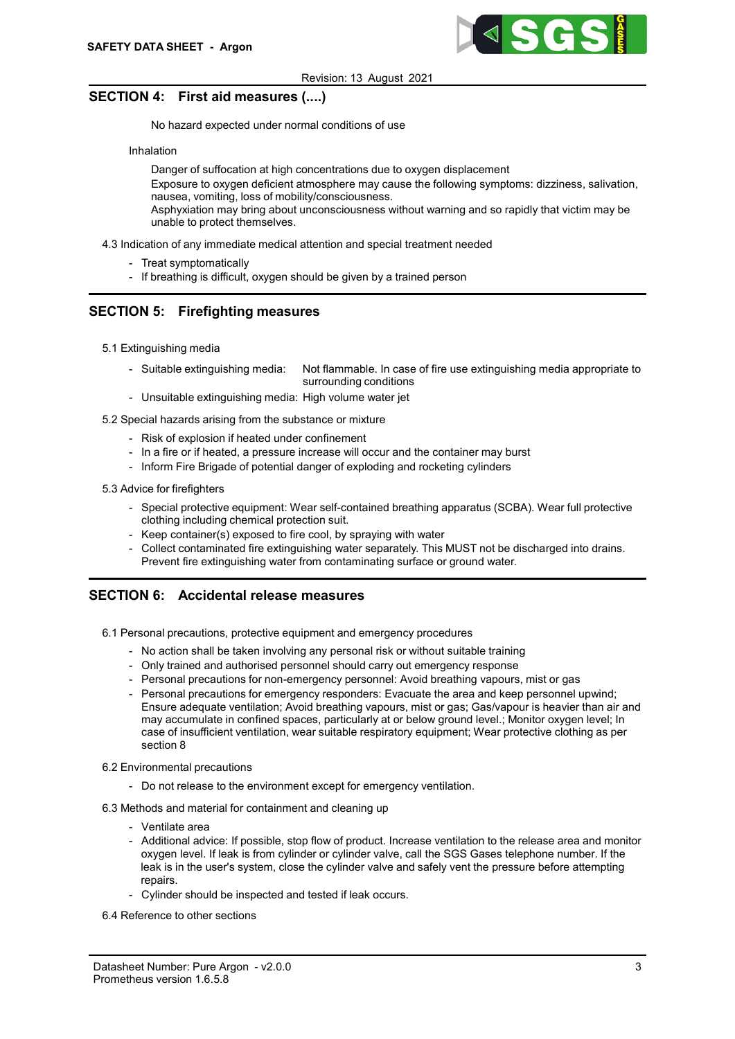## SECTION 4: First aid measures (....)

No hazard expected under normal conditions of use

Inhalation

Danger of suffocation at high concentrations due to oxygen displacement
Exposure to oxygen deficient atmosphere may cause the following symptoms: dizziness, salivation, nausea, vomiting, loss of mobility/consciousness.
Asphyxiation may bring about unconsciousness without warning and so rapidly that victim may be unable to protect themselves.

4.3 Indication of any immediate medical attention and special treatment needed

- Treat symptomatically
- If breathing is difficult, oxygen should be given by a trained person

## SECTION 5: Firefighting measures

5.1 Extinguishing media

- Suitable extinguishing media: Not flammable. In case of fire use extinguishing media appropriate to surrounding conditions
- Unsuitable extinguishing media: High volume water jet

5.2 Special hazards arising from the substance or mixture

- Risk of explosion if heated under confinement
- In a fire or if heated, a pressure increase will occur and the container may burst
- Inform Fire Brigade of potential danger of exploding and rocketing cylinders

5.3 Advice for firefighters

- Special protective equipment: Wear self-contained breathing apparatus (SCBA). Wear full protective clothing including chemical protection suit.
- Keep container(s) exposed to fire cool, by spraying with water
- Collect contaminated fire extinguishing water separately. This MUST not be discharged into drains. Prevent fire extinguishing water from contaminating surface or ground water.

## SECTION 6: Accidental release measures

6.1 Personal precautions, protective equipment and emergency procedures

- No action shall be taken involving any personal risk or without suitable training
- Only trained and authorised personnel should carry out emergency response
- Personal precautions for non-emergency personnel: Avoid breathing vapours, mist or gas
- Personal precautions for emergency responders: Evacuate the area and keep personnel upwind; Ensure adequate ventilation; Avoid breathing vapours, mist or gas; Gas/vapour is heavier than air and may accumulate in confined spaces, particularly at or below ground level.; Monitor oxygen level; In case of insufficient ventilation, wear suitable respiratory equipment; Wear protective clothing as per section 8

6.2 Environmental precautions

- Do not release to the environment except for emergency ventilation.

6.3 Methods and material for containment and cleaning up

- Ventilate area
- Additional advice: If possible, stop flow of product. Increase ventilation to the release area and monitor oxygen level. If leak is from cylinder or cylinder valve, call the SGS Gases telephone number. If the leak is in the user's system, close the cylinder valve and safely vent the pressure before attempting repairs.
- Cylinder should be inspected and tested if leak occurs.

6.4 Reference to other sections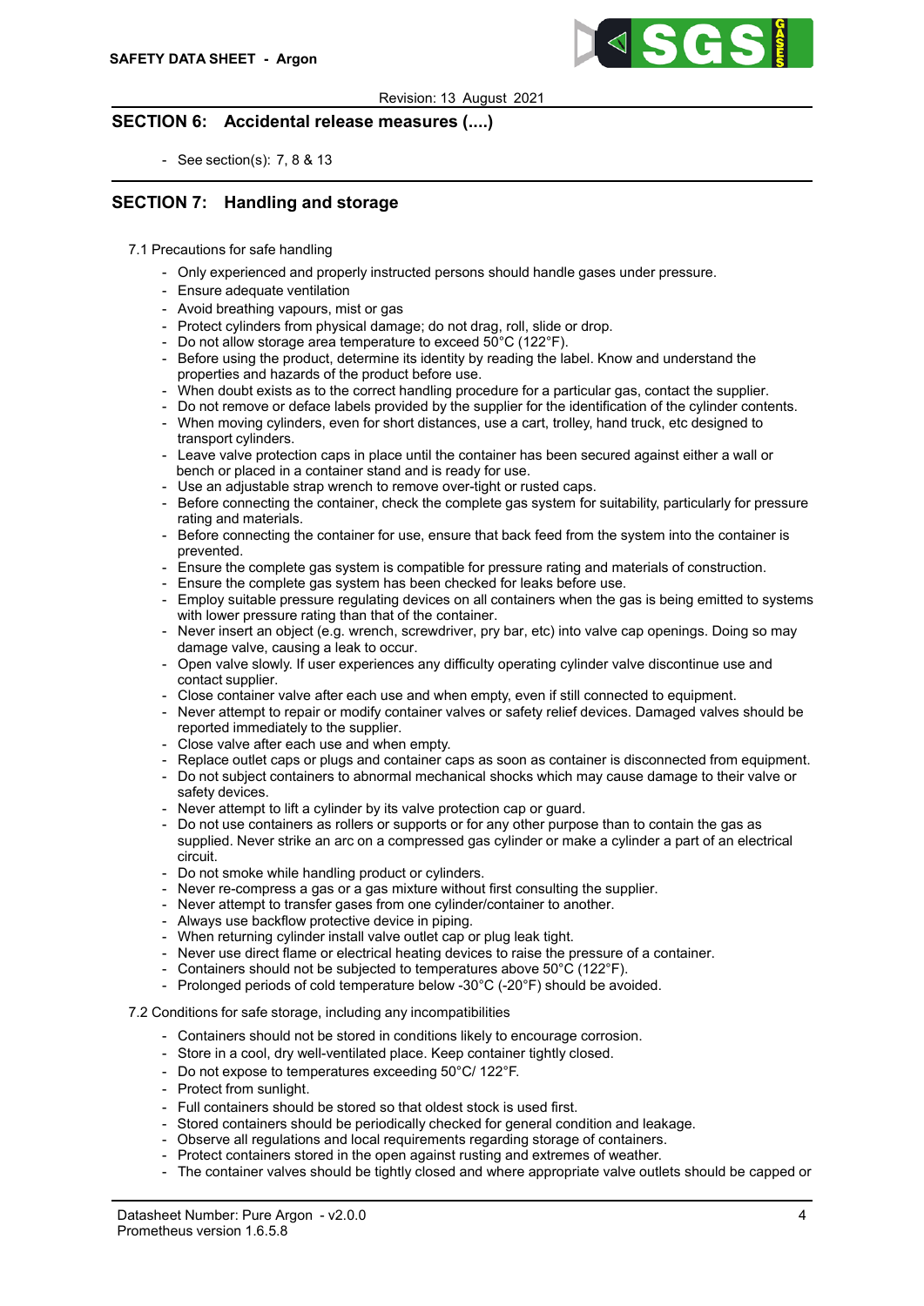## SECTION 6: Accidental release measures (....)

- See section(s): 7, 8 & 13

## SECTION 7: Handling and storage

7.1 Precautions for safe handling

- Only experienced and properly instructed persons should handle gases under pressure.
- Ensure adequate ventilation
- Avoid breathing vapours, mist or gas
- Protect cylinders from physical damage; do not drag, roll, slide or drop.
- Do not allow storage area temperature to exceed 50°C (122°F).
- Before using the product, determine its identity by reading the label. Know and understand the properties and hazards of the product before use.
- When doubt exists as to the correct handling procedure for a particular gas, contact the supplier.
- Do not remove or deface labels provided by the supplier for the identification of the cylinder contents.
- When moving cylinders, even for short distances, use a cart, trolley, hand truck, etc designed to transport cylinders.
- Leave valve protection caps in place until the container has been secured against either a wall or bench or placed in a container stand and is ready for use.
- Use an adjustable strap wrench to remove over-tight or rusted caps.
- Before connecting the container, check the complete gas system for suitability, particularly for pressure rating and materials.
- Before connecting the container for use, ensure that back feed from the system into the container is prevented.
- Ensure the complete gas system is compatible for pressure rating and materials of construction.
- Ensure the complete gas system has been checked for leaks before use.
- Employ suitable pressure regulating devices on all containers when the gas is being emitted to systems with lower pressure rating than that of the container.
- Never insert an object (e.g. wrench, screwdriver, pry bar, etc) into valve cap openings. Doing so may damage valve, causing a leak to occur.
- Open valve slowly. If user experiences any difficulty operating cylinder valve discontinue use and contact supplier.
- Close container valve after each use and when empty, even if still connected to equipment.
- Never attempt to repair or modify container valves or safety relief devices. Damaged valves should be reported immediately to the supplier.
- Close valve after each use and when empty.
- Replace outlet caps or plugs and container caps as soon as container is disconnected from equipment.
- Do not subject containers to abnormal mechanical shocks which may cause damage to their valve or safety devices.
- Never attempt to lift a cylinder by its valve protection cap or guard.
- Do not use containers as rollers or supports or for any other purpose than to contain the gas as supplied. Never strike an arc on a compressed gas cylinder or make a cylinder a part of an electrical circuit.
- Do not smoke while handling product or cylinders.
- Never re-compress a gas or a gas mixture without first consulting the supplier.
- Never attempt to transfer gases from one cylinder/container to another.
- Always use backflow protective device in piping.
- When returning cylinder install valve outlet cap or plug leak tight.
- Never use direct flame or electrical heating devices to raise the pressure of a container.
- Containers should not be subjected to temperatures above 50°C (122°F).
- Prolonged periods of cold temperature below -30°C (-20°F) should be avoided.

7.2 Conditions for safe storage, including any incompatibilities

- Containers should not be stored in conditions likely to encourage corrosion.
- Store in a cool, dry well-ventilated place. Keep container tightly closed.
- Do not expose to temperatures exceeding 50°C/ 122°F.
- Protect from sunlight.
- Full containers should be stored so that oldest stock is used first.
- Stored containers should be periodically checked for general condition and leakage.
- Observe all regulations and local requirements regarding storage of containers.
- Protect containers stored in the open against rusting and extremes of weather.
- The container valves should be tightly closed and where appropriate valve outlets should be capped or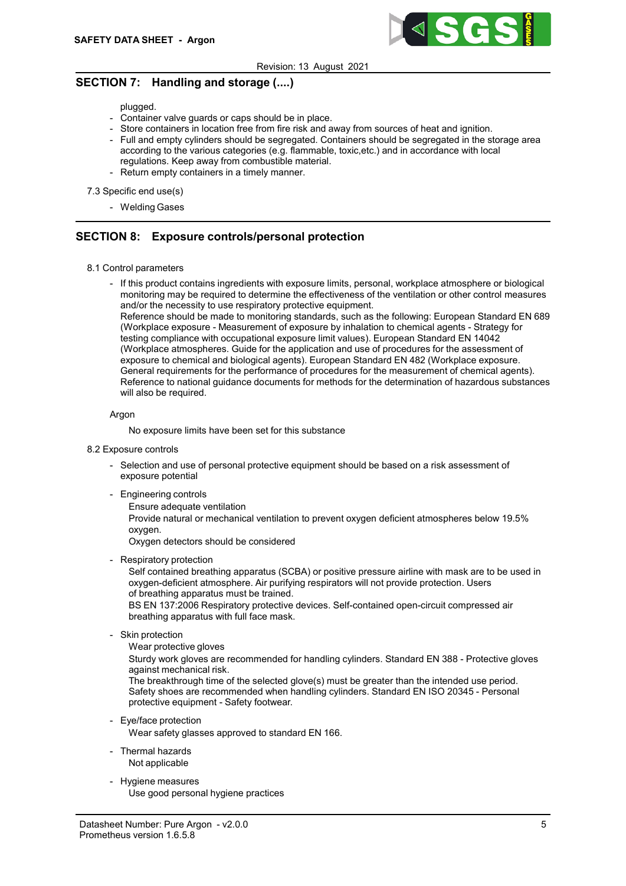## SECTION 7: Handling and storage (....)

plugged.

- Container valve guards or caps should be in place.
- Store containers in location free from fire risk and away from sources of heat and ignition.
- Full and empty cylinders should be segregated. Containers should be segregated in the storage area according to the various categories (e.g. flammable, toxic,etc.) and in accordance with local regulations. Keep away from combustible material.
- Return empty containers in a timely manner.

7.3 Specific end use(s)

- Welding Gases

## SECTION 8: Exposure controls/personal protection

8.1 Control parameters

- If this product contains ingredients with exposure limits, personal, workplace atmosphere or biological monitoring may be required to determine the effectiveness of the ventilation or other control measures and/or the necessity to use respiratory protective equipment.
  Reference should be made to monitoring standards, such as the following: European Standard EN 689 (Workplace exposure - Measurement of exposure by inhalation to chemical agents - Strategy for testing compliance with occupational exposure limit values). European Standard EN 14042 (Workplace atmospheres. Guide for the application and use of procedures for the assessment of exposure to chemical and biological agents). European Standard EN 482 (Workplace exposure. General requirements for the performance of procedures for the measurement of chemical agents). Reference to national guidance documents for methods for the determination of hazardous substances will also be required.

Argon

No exposure limits have been set for this substance

8.2 Exposure controls

- Selection and use of personal protective equipment should be based on a risk assessment of exposure potential
- Engineering controls
  Ensure adequate ventilation
  Provide natural or mechanical ventilation to prevent oxygen deficient atmospheres below 19.5% oxygen.
  Oxygen detectors should be considered
- Respiratory protection
  Self contained breathing apparatus (SCBA) or positive pressure airline with mask are to be used in oxygen-deficient atmosphere. Air purifying respirators will not provide protection. Users of breathing apparatus must be trained.
  BS EN 137:2006 Respiratory protective devices. Self-contained open-circuit compressed air breathing apparatus with full face mask.
- Skin protection
  Wear protective gloves
  Sturdy work gloves are recommended for handling cylinders. Standard EN 388 - Protective gloves against mechanical risk.
  The breakthrough time of the selected glove(s) must be greater than the intended use period.
  Safety shoes are recommended when handling cylinders. Standard EN ISO 20345 - Personal protective equipment - Safety footwear.
- Eye/face protection
  Wear safety glasses approved to standard EN 166.
- Thermal hazards
  Not applicable
- Hygiene measures
  Use good personal hygiene practices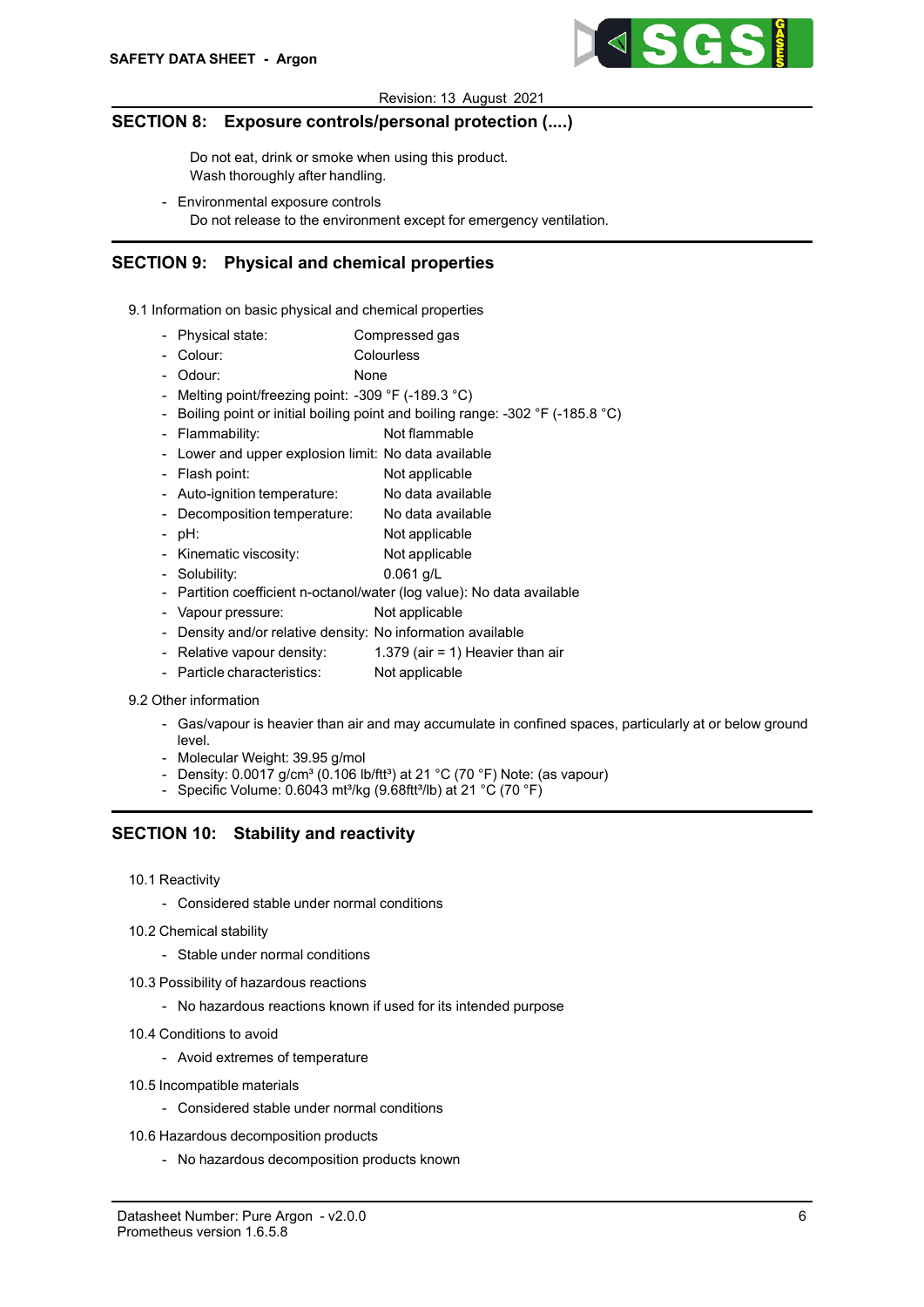## SECTION 8: Exposure controls/personal protection (....)

Do not eat, drink or smoke when using this product.
Wash thoroughly after handling.

- Environmental exposure controls
  Do not release to the environment except for emergency ventilation.

## SECTION 9: Physical and chemical properties

9.1 Information on basic physical and chemical properties

- Physical state: Compressed gas
- Colour: Colourless
- Odour: None
- Melting point/freezing point: -309 °F (-189.3 °C)
- Boiling point or initial boiling point and boiling range: -302 °F (-185.8 °C)
- Flammability: Not flammable
- Lower and upper explosion limit: No data available
- Flash point: Not applicable
- Auto-ignition temperature: No data available
- Decomposition temperature: No data available
- pH: Not applicable
- Kinematic viscosity: Not applicable
- Solubility: 0.061 g/L
- Partition coefficient n-octanol/water (log value): No data available
- Vapour pressure: Not applicable
- Density and/or relative density: No information available
- Relative vapour density: 1.379 (air = 1) Heavier than air
- Particle characteristics: Not applicable

9.2 Other information

- Gas/vapour is heavier than air and may accumulate in confined spaces, particularly at or below ground level.
- Molecular Weight: 39.95 g/mol
- Density: 0.0017 g/cm³ (0.106 lb/ftt³) at 21 °C (70 °F) Note: (as vapour)
- Specific Volume: 0.6043 mt³/kg (9.68ftt³/lb) at 21 °C (70 °F)

## SECTION 10: Stability and reactivity

10.1 Reactivity

- Considered stable under normal conditions

10.2 Chemical stability

- Stable under normal conditions

10.3 Possibility of hazardous reactions

- No hazardous reactions known if used for its intended purpose

10.4 Conditions to avoid

- Avoid extremes of temperature

10.5 Incompatible materials

- Considered stable under normal conditions

10.6 Hazardous decomposition products

- No hazardous decomposition products known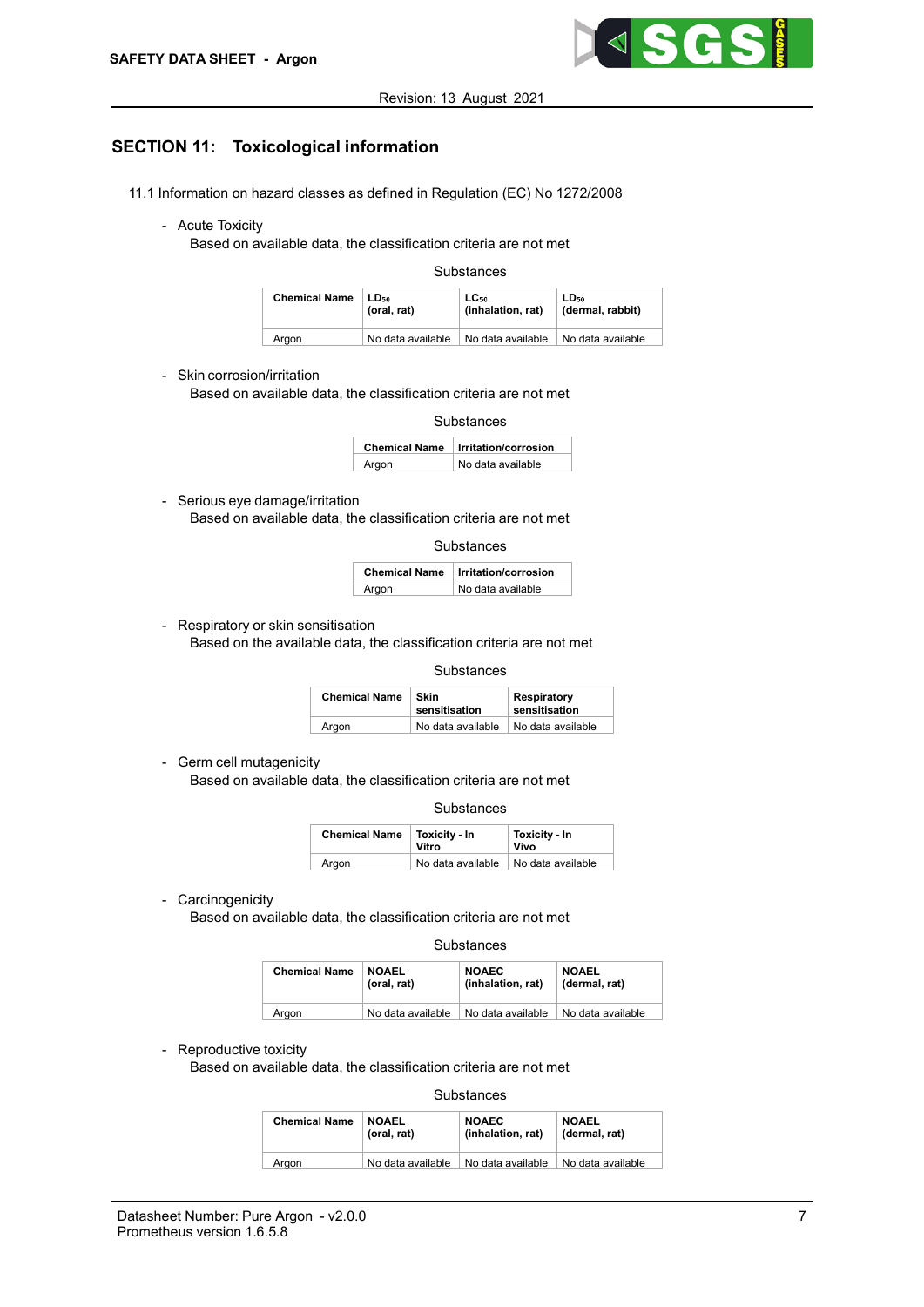## SECTION 11: Toxicological information

11.1 Information on hazard classes as defined in Regulation (EC) No 1272/2008

- Acute Toxicity

  Based on available data, the classification criteria are not met

Substances

| Chemical Name | $LD_{50}$ (oral, rat) | $LC_{50}$ (inhalation, rat) | $LD_{50}$ (dermal, rabbit) |
|---|---|---|---|
| Argon | No data available | No data available | No data available |

- Skin corrosion/irritation

  Based on available data, the classification criteria are not met

Substances

| Chemical Name | Irritation/corrosion |
|---|---|
| Argon | No data available |

- Serious eye damage/irritation

  Based on available data, the classification criteria are not met

Substances

| Chemical Name | Irritation/corrosion |
|---|---|
| Argon | No data available |

- Respiratory or skin sensitisation

  Based on the available data, the classification criteria are not met

Substances

| Chemical Name | Skin sensitisation | Respiratory sensitisation |
|---|---|---|
| Argon | No data available | No data available |

- Germ cell mutagenicity

  Based on available data, the classification criteria are not met

Substances

| Chemical Name | Toxicity - In Vitro | Toxicity - In Vivo |
|---|---|---|
| Argon | No data available | No data available |

- Carcinogenicity

  Based on available data, the classification criteria are not met

Substances

| Chemical Name | NOAEL (oral, rat) | NOAEC (inhalation, rat) | NOAEL (dermal, rat) |
|---|---|---|---|
| Argon | No data available | No data available | No data available |

- Reproductive toxicity

  Based on available data, the classification criteria are not met

Substances

| Chemical Name | NOAEL (oral, rat) | NOAEC (inhalation, rat) | NOAEL (dermal, rat) |
|---|---|---|---|
| Argon | No data available | No data available | No data available |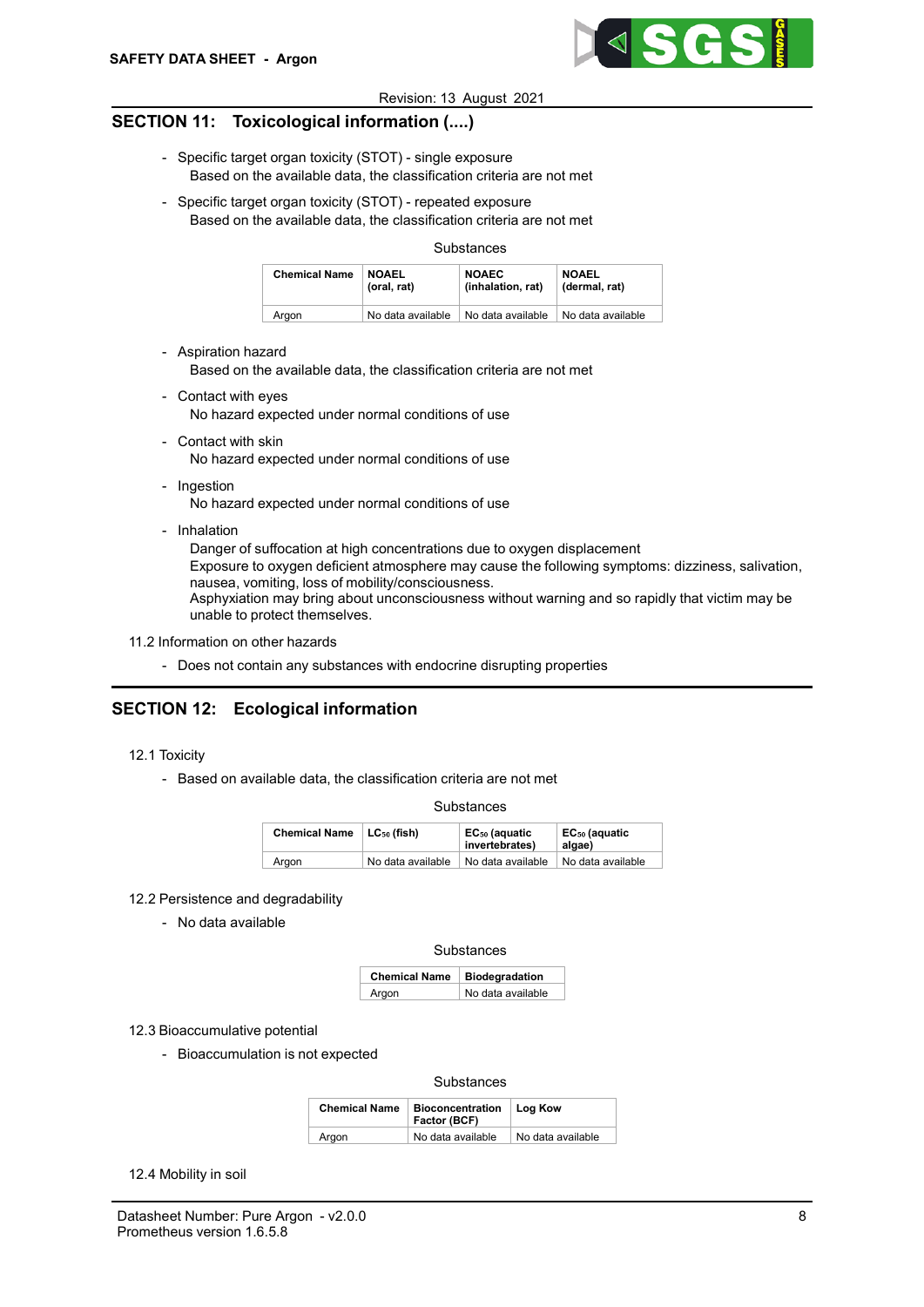## SECTION 11: Toxicological information (....)

- Specific target organ toxicity (STOT) - single exposure
  Based on the available data, the classification criteria are not met
- Specific target organ toxicity (STOT) - repeated exposure
  Based on the available data, the classification criteria are not met

Substances

| Chemical Name | NOAEL (oral, rat) | NOAEC (inhalation, rat) | NOAEL (dermal, rat) |
|---|---|---|---|
| Argon | No data available | No data available | No data available |

- Aspiration hazard
  Based on the available data, the classification criteria are not met
- Contact with eyes
  No hazard expected under normal conditions of use
- Contact with skin
  No hazard expected under normal conditions of use
- Ingestion
  No hazard expected under normal conditions of use
- Inhalation
  Danger of suffocation at high concentrations due to oxygen displacement
  Exposure to oxygen deficient atmosphere may cause the following symptoms: dizziness, salivation, nausea, vomiting, loss of mobility/consciousness.
  Asphyxiation may bring about unconsciousness without warning and so rapidly that victim may be unable to protect themselves.

11.2 Information on other hazards

- Does not contain any substances with endocrine disrupting properties

## SECTION 12: Ecological information

12.1 Toxicity

- Based on available data, the classification criteria are not met

Substances

| Chemical Name | $LC_{50}$ (fish) | $EC_{50}$ (aquatic invertebrates) | $EC_{50}$ (aquatic algae) |
|---|---|---|---|
| Argon | No data available | No data available | No data available |

12.2 Persistence and degradability

- No data available

Substances

| Chemical Name | Biodegradation |
|---|---|
| Argon | No data available |

12.3 Bioaccumulative potential

- Bioaccumulation is not expected

Substances

| Chemical Name | Bioconcentration Factor (BCF) | Log Kow |
|---|---|---|
| Argon | No data available | No data available |

12.4 Mobility in soil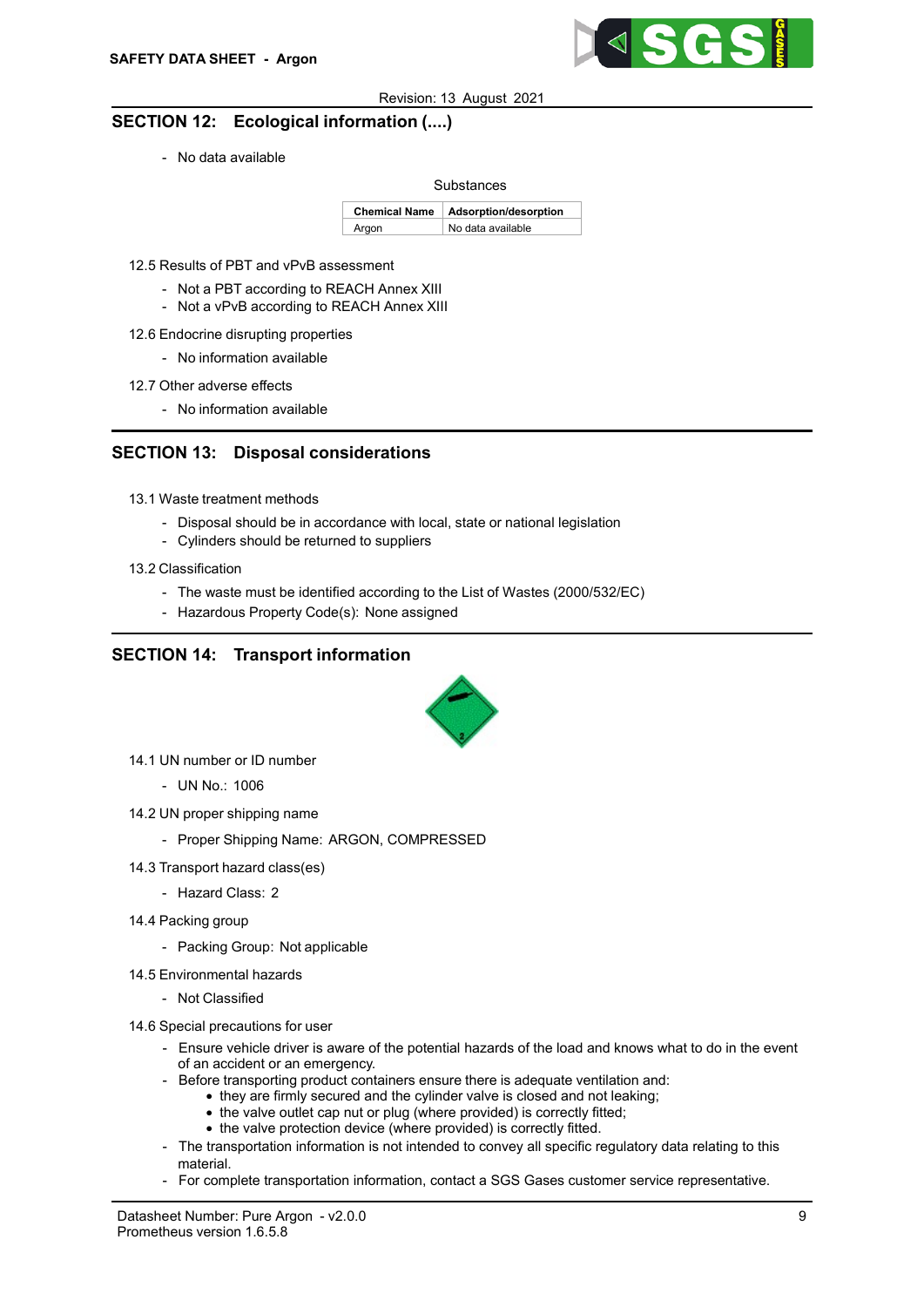## SECTION 12: Ecological information (....)

- No data available

Substances

| Chemical Name | Adsorption/desorption |
|---|---|
| Argon | No data available |

12.5 Results of PBT and vPvB assessment

- Not a PBT according to REACH Annex XIII
- Not a vPvB according to REACH Annex XIII

12.6 Endocrine disrupting properties

- No information available

12.7 Other adverse effects

- No information available

## SECTION 13: Disposal considerations

13.1 Waste treatment methods

- Disposal should be in accordance with local, state or national legislation
- Cylinders should be returned to suppliers

13.2 Classification

- The waste must be identified according to the List of Wastes (2000/532/EC)
- Hazardous Property Code(s): None assigned

## SECTION 14: Transport information

14.1 UN number or ID number

- UN No.: 1006

14.2 UN proper shipping name

- Proper Shipping Name: ARGON, COMPRESSED

14.3 Transport hazard class(es)

- Hazard Class: 2

14.4 Packing group

- Packing Group: Not applicable

14.5 Environmental hazards

- Not Classified

14.6 Special precautions for user

- Ensure vehicle driver is aware of the potential hazards of the load and knows what to do in the event of an accident or an emergency.
- Before transporting product containers ensure there is adequate ventilation and:
  - they are firmly secured and the cylinder valve is closed and not leaking;
  - the valve outlet cap nut or plug (where provided) is correctly fitted;
  - the valve protection device (where provided) is correctly fitted.
- The transportation information is not intended to convey all specific regulatory data relating to this material.
- For complete transportation information, contact a SGS Gases customer service representative.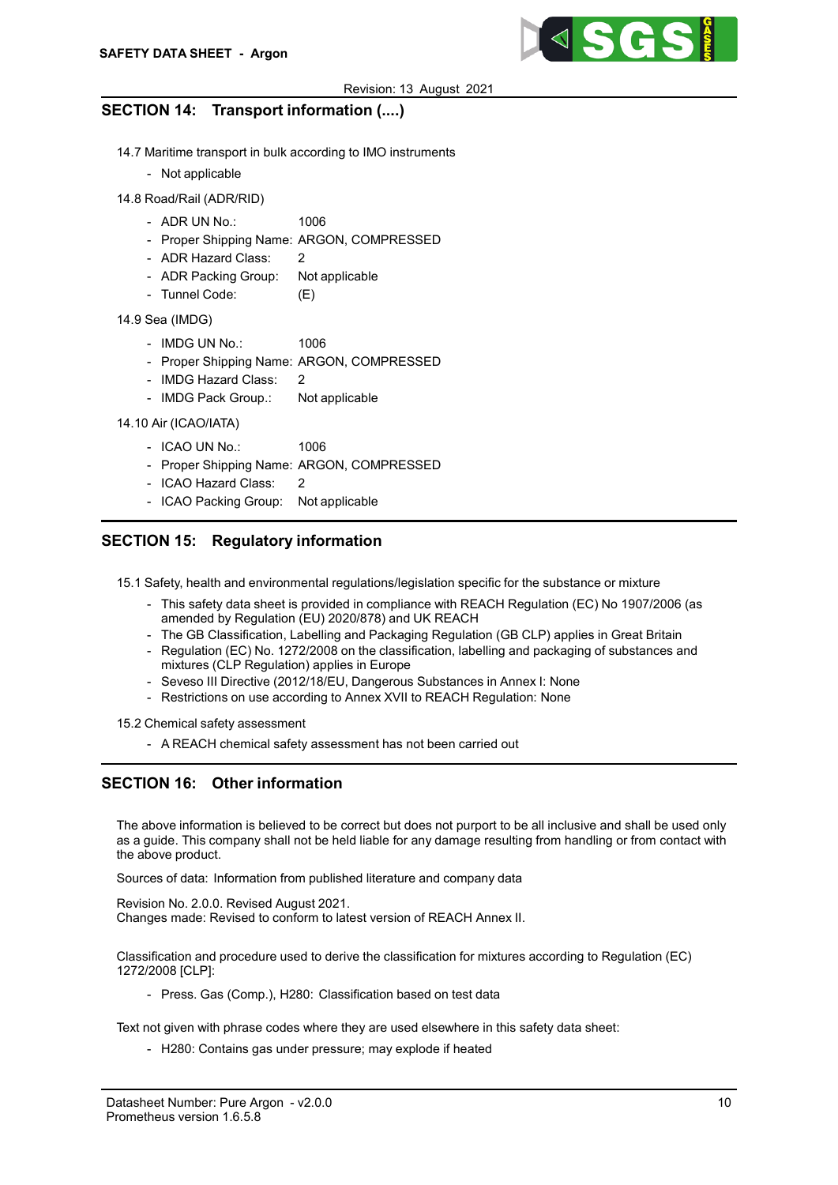## SECTION 14: Transport information (....)

14.7 Maritime transport in bulk according to IMO instruments

- Not applicable

14.8 Road/Rail (ADR/RID)

- ADR UN No.: 1006
- Proper Shipping Name: ARGON, COMPRESSED
- ADR Hazard Class: 2
- ADR Packing Group: Not applicable
- Tunnel Code: (E)

14.9 Sea (IMDG)

- IMDG UN No.: 1006
- Proper Shipping Name: ARGON, COMPRESSED
- IMDG Hazard Class: 2
- IMDG Pack Group.: Not applicable

14.10 Air (ICAO/IATA)

- ICAO UN No.: 1006
- Proper Shipping Name: ARGON, COMPRESSED
- ICAO Hazard Class: 2
- ICAO Packing Group: Not applicable

## SECTION 15: Regulatory information

15.1 Safety, health and environmental regulations/legislation specific for the substance or mixture

- This safety data sheet is provided in compliance with REACH Regulation (EC) No 1907/2006 (as amended by Regulation (EU) 2020/878) and UK REACH
- The GB Classification, Labelling and Packaging Regulation (GB CLP) applies in Great Britain
- Regulation (EC) No. 1272/2008 on the classification, labelling and packaging of substances and mixtures (CLP Regulation) applies in Europe
- Seveso III Directive (2012/18/EU, Dangerous Substances in Annex I: None
- Restrictions on use according to Annex XVII to REACH Regulation: None

15.2 Chemical safety assessment

- A REACH chemical safety assessment has not been carried out

## SECTION 16: Other information

The above information is believed to be correct but does not purport to be all inclusive and shall be used only as a guide. This company shall not be held liable for any damage resulting from handling or from contact with the above product.

Sources of data: Information from published literature and company data

Revision No. 2.0.0. Revised August 2021.
Changes made: Revised to conform to latest version of REACH Annex II.

Classification and procedure used to derive the classification for mixtures according to Regulation (EC) 1272/2008 [CLP]:

- Press. Gas (Comp.), H280: Classification based on test data

Text not given with phrase codes where they are used elsewhere in this safety data sheet:

- H280: Contains gas under pressure; may explode if heated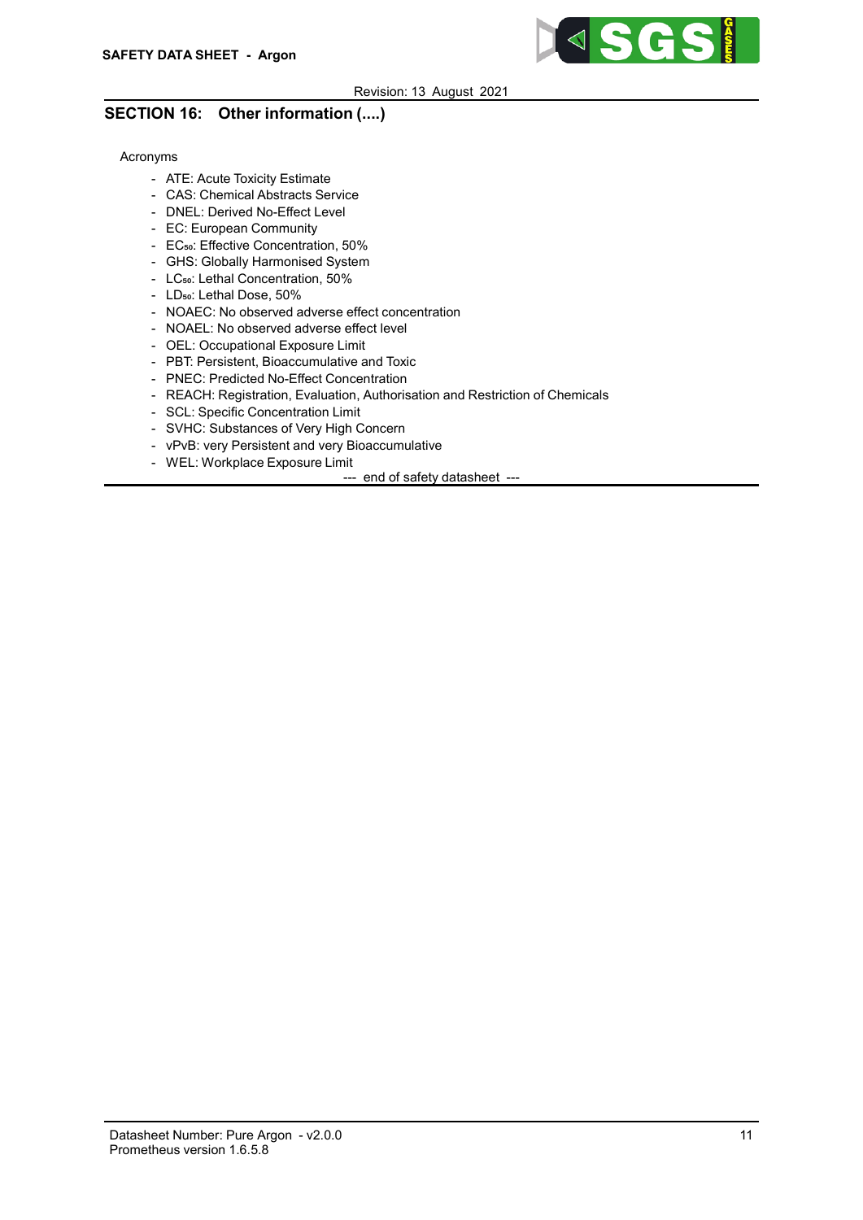## SECTION 16: Other information (....)

Acronyms

- ATE: Acute Toxicity Estimate
- CAS: Chemical Abstracts Service
- DNEL: Derived No-Effect Level
- EC: European Community
- $EC_{50}$: Effective Concentration, 50%
- GHS: Globally Harmonised System
- $LC_{50}$: Lethal Concentration, 50%
- $LD_{50}$: Lethal Dose, 50%
- NOAEC: No observed adverse effect concentration
- NOAEL: No observed adverse effect level
- OEL: Occupational Exposure Limit
- PBT: Persistent, Bioaccumulative and Toxic
- PNEC: Predicted No-Effect Concentration
- REACH: Registration, Evaluation, Authorisation and Restriction of Chemicals
- SCL: Specific Concentration Limit
- SVHC: Substances of Very High Concern
- vPvB: very Persistent and very Bioaccumulative
- WEL: Workplace Exposure Limit

--- end of safety datasheet ---